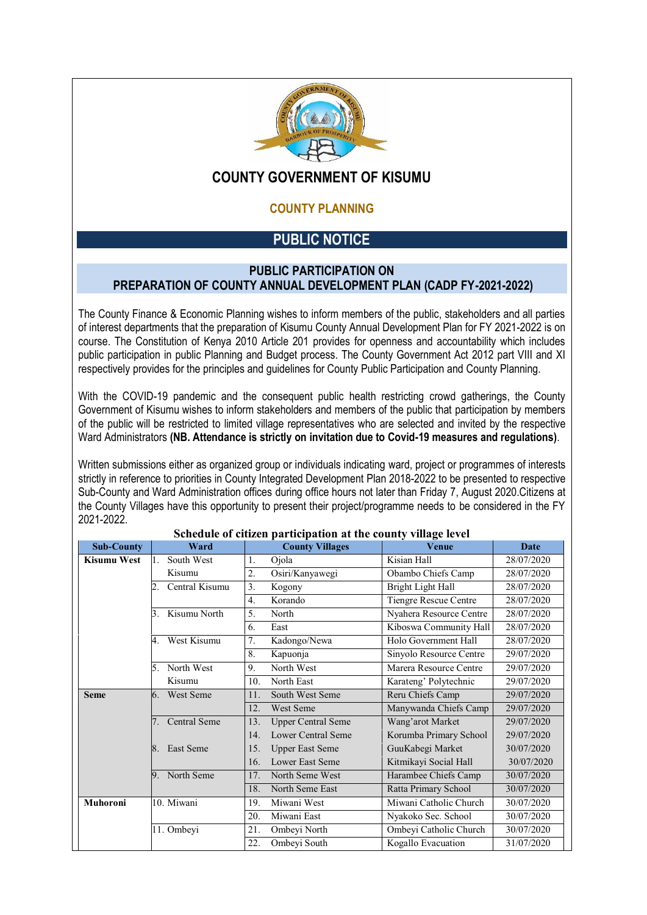# COUNTY GOVERNMENT OF KISUMU

## COUNTY PLANNING

## PUBLIC NOTICE

### PUBLIC PARTICIPATION ON PREPARATION OF COUNTY ANNUAL DEVELOPMENT PLAN (CADP FY-2021-2022)

The County Finance & Economic Planning wishes to inform members of the public, stakeholders and all parties of interest departments that the preparation of Kisumu County Annual Development Plan for FY 2021-2022 is on course. The Constitution of Kenya 2010 Article 201 provides for openness and accountability which includes public participation in public Planning and Budget process. The County Government Act 2012 part VIII and XI respectively provides for the principles and guidelines for County Public Participation and County Planning.

With the COVID-19 pandemic and the consequent public health restricting crowd gatherings, the County Government of Kisumu wishes to inform stakeholders and members of the public that participation by members of the public will be restricted to limited village representatives who are selected and invited by the respective Ward Administrators **(NB. Attendance is strictly on invitation due to Covid-19 measures and regulations)**.

Written submissions either as organized group or individuals indicating ward, project or programmes of interests strictly in reference to priorities in County Integrated Development Plan 2018-2022 to be presented to respective Sub-County and Ward Administration offices during office hours not later than Friday 7, August 2020.Citizens at the County Villages have this opportunity to present their project/programme needs to be considered in the FY 2021-2022.

**Schedule of citizen participation at the county village level**

| Sub-County | Ward | County Villages | Venue | Date |
|---|---|---|---|---|
| **Kisumu West** | 1. South West Kisumu | 1. Ojola | Kisian Hall | 28/07/2020 |
| | | 2. Osiri/Kanyawegi | Obambo Chiefs Camp | 28/07/2020 |
| | 2. Central Kisumu | 3. Kogony | Bright Light Hall | 28/07/2020 |
| | | 4. Korando | Tiengre Rescue Centre | 28/07/2020 |
| | 3. Kisumu North | 5. North | Nyahera Resource Centre | 28/07/2020 |
| | | 6. East | Kiboswa Community Hall | 28/07/2020 |
| | 4. West Kisumu | 7. Kadongo/Newa | Holo Government Hall | 28/07/2020 |
| | | 8. Kapuonja | Sinyolo Resource Centre | 29/07/2020 |
| | 5. North West Kisumu | 9. North West | Marera Resource Centre | 29/07/2020 |
| | | 10. North East | Karateng' Polytechnic | 29/07/2020 |
| **Seme** | 6. West Seme | 11. South West Seme | Reru Chiefs Camp | 29/07/2020 |
| | | 12. West Seme | Manywanda Chiefs Camp | 29/07/2020 |
| | 7. Central Seme | 13. Upper Central Seme | Wang'arot Market | 29/07/2020 |
| | | 14. Lower Central Seme | Korumba Primary School | 29/07/2020 |
| | 8. East Seme | 15. Upper East Seme | GuuKabegi Market | 30/07/2020 |
| | | 16. Lower East Seme | Kitmikayi Social Hall | 30/07/2020 |
| | 9. North Seme | 17. North Seme West | Harambee Chiefs Camp | 30/07/2020 |
| | | 18. North Seme East | Ratta Primary School | 30/07/2020 |
| **Muhoroni** | 10. Miwani | 19. Miwani West | Miwani Catholic Church | 30/07/2020 |
| | | 20. Miwani East | Nyakoko Sec. School | 30/07/2020 |
| | 11. Ombeyi | 21. Ombeyi North | Ombeyi Catholic Church | 30/07/2020 |
| | | 22. Ombeyi South | Kogallo Evacuation | 31/07/2020 |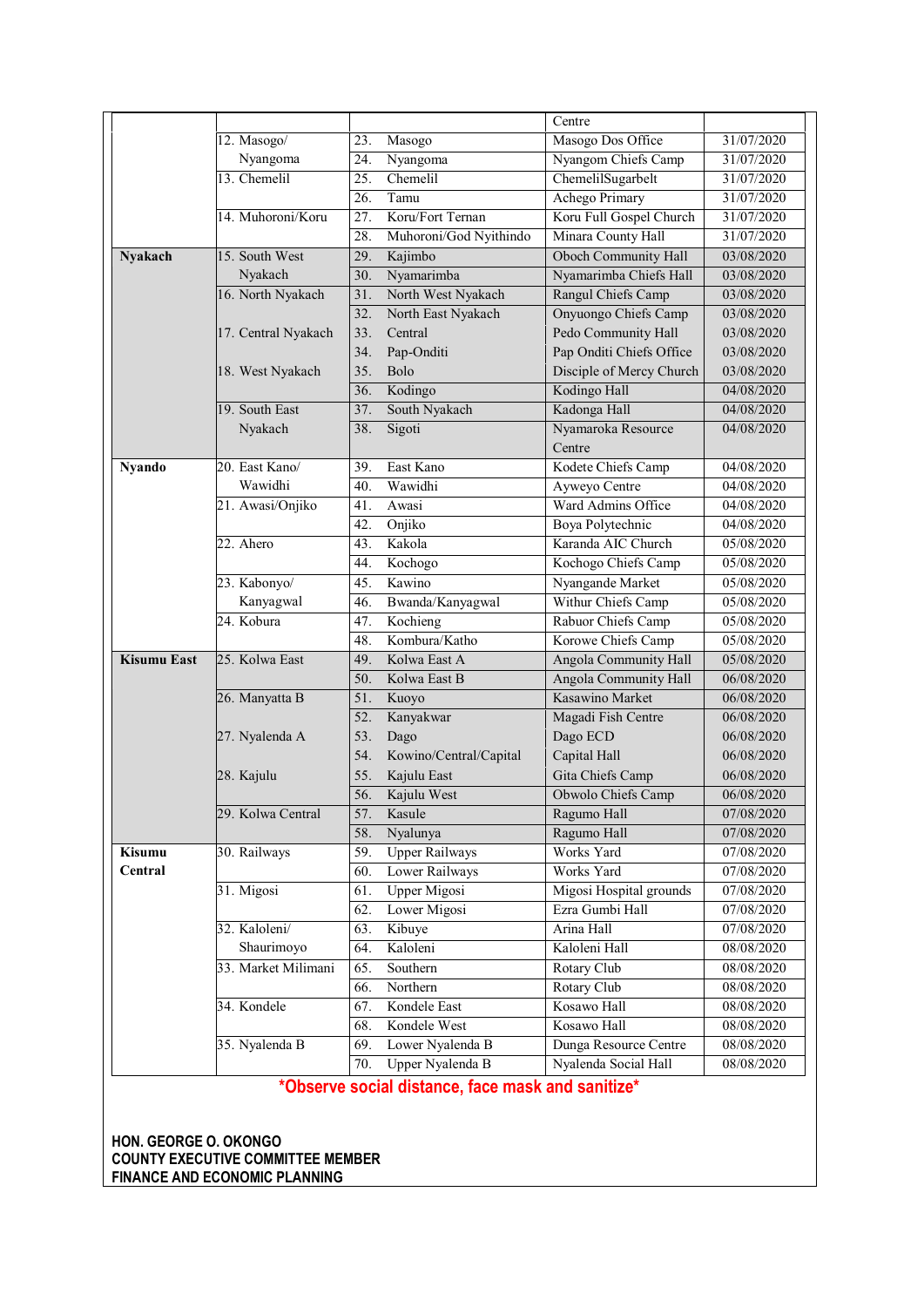| | | | | |
|---|---|---|---|---|
| | | | Centre | |
| | 12. Masogo/ Nyangoma | 23. Masogo | Masogo Dos Office | 31/07/2020 |
| | | 24. Nyangoma | Nyangom Chiefs Camp | 31/07/2020 |
| | 13. Chemelil | 25. Chemelil | ChemelilSugarbelt | 31/07/2020 |
| | | 26. Tamu | Achego Primary | 31/07/2020 |
| | 14. Muhoroni/Koru | 27. Koru/Fort Ternan | Koru Full Gospel Church | 31/07/2020 |
| | | 28. Muhoroni/God Nyithindo | Minara County Hall | 31/07/2020 |
| **Nyakach** | 15. South West Nyakach | 29. Kajimbo | Oboch Community Hall | 03/08/2020 |
| | | 30. Nyamarimba | Nyamarimba Chiefs Hall | 03/08/2020 |
| | 16. North Nyakach | 31. North West Nyakach | Rangul Chiefs Camp | 03/08/2020 |
| | | 32. North East Nyakach | Onyuongo Chiefs Camp | 03/08/2020 |
| | 17. Central Nyakach | 33. Central | Pedo Community Hall | 03/08/2020 |
| | | 34. Pap-Onditi | Pap Onditi Chiefs Office | 03/08/2020 |
| | 18. West Nyakach | 35. Bolo | Disciple of Mercy Church | 03/08/2020 |
| | | 36. Kodingo | Kodingo Hall | 04/08/2020 |
| | 19. South East Nyakach | 37. South Nyakach | Kadonga Hall | 04/08/2020 |
| | | 38. Sigoti | Nyamaroka Resource Centre | 04/08/2020 |
| **Nyando** | 20. East Kano/ Wawidhi | 39. East Kano | Kodete Chiefs Camp | 04/08/2020 |
| | | 40. Wawidhi | Ayweyo Centre | 04/08/2020 |
| | 21. Awasi/Onjiko | 41. Awasi | Ward Admins Office | 04/08/2020 |
| | | 42. Onjiko | Boya Polytechnic | 04/08/2020 |
| | 22. Ahero | 43. Kakola | Karanda AIC Church | 05/08/2020 |
| | | 44. Kochogo | Kochogo Chiefs Camp | 05/08/2020 |
| | 23. Kabonyo/ Kanyagwal | 45. Kawino | Nyangande Market | 05/08/2020 |
| | | 46. Bwanda/Kanyagwal | Withur Chiefs Camp | 05/08/2020 |
| | 24. Kobura | 47. Kochieng | Rabuor Chiefs Camp | 05/08/2020 |
| | | 48. Kombura/Katho | Korowe Chiefs Camp | 05/08/2020 |
| **Kisumu East** | 25. Kolwa East | 49. Kolwa East A | Angola Community Hall | 05/08/2020 |
| | | 50. Kolwa East B | Angola Community Hall | 06/08/2020 |
| | 26. Manyatta B | 51. Kuoyo | Kasawino Market | 06/08/2020 |
| | | 52. Kanyakwar | Magadi Fish Centre | 06/08/2020 |
| | 27. Nyalenda A | 53. Dago | Dago ECD | 06/08/2020 |
| | | 54. Kowino/Central/Capital | Capital Hall | 06/08/2020 |
| | 28. Kajulu | 55. Kajulu East | Gita Chiefs Camp | 06/08/2020 |
| | | 56. Kajulu West | Obwolo Chiefs Camp | 06/08/2020 |
| | 29. Kolwa Central | 57. Kasule | Ragumo Hall | 07/08/2020 |
| | | 58. Nyalunya | Ragumo Hall | 07/08/2020 |
| **Kisumu Central** | 30. Railways | 59. Upper Railways | Works Yard | 07/08/2020 |
| | | 60. Lower Railways | Works Yard | 07/08/2020 |
| | 31. Migosi | 61. Upper Migosi | Migosi Hospital grounds | 07/08/2020 |
| | | 62. Lower Migosi | Ezra Gumbi Hall | 07/08/2020 |
| | 32. Kaloleni/ Shaurimoyo | 63. Kibuye | Arina Hall | 07/08/2020 |
| | | 64. Kaloleni | Kaloleni Hall | 08/08/2020 |
| | 33. Market Milimani | 65. Southern | Rotary Club | 08/08/2020 |
| | | 66. Northern | Rotary Club | 08/08/2020 |
| | 34. Kondele | 67. Kondele East | Kosawo Hall | 08/08/2020 |
| | | 68. Kondele West | Kosawo Hall | 08/08/2020 |
| | 35. Nyalenda B | 69. Lower Nyalenda B | Dunga Resource Centre | 08/08/2020 |
| | | 70. Upper Nyalenda B | Nyalenda Social Hall | 08/08/2020 |

**\*Observe social distance, face mask and sanitize\***

**HON. GEORGE O. OKONGO**
**COUNTY EXECUTIVE COMMITTEE MEMBER**
**FINANCE AND ECONOMIC PLANNING**